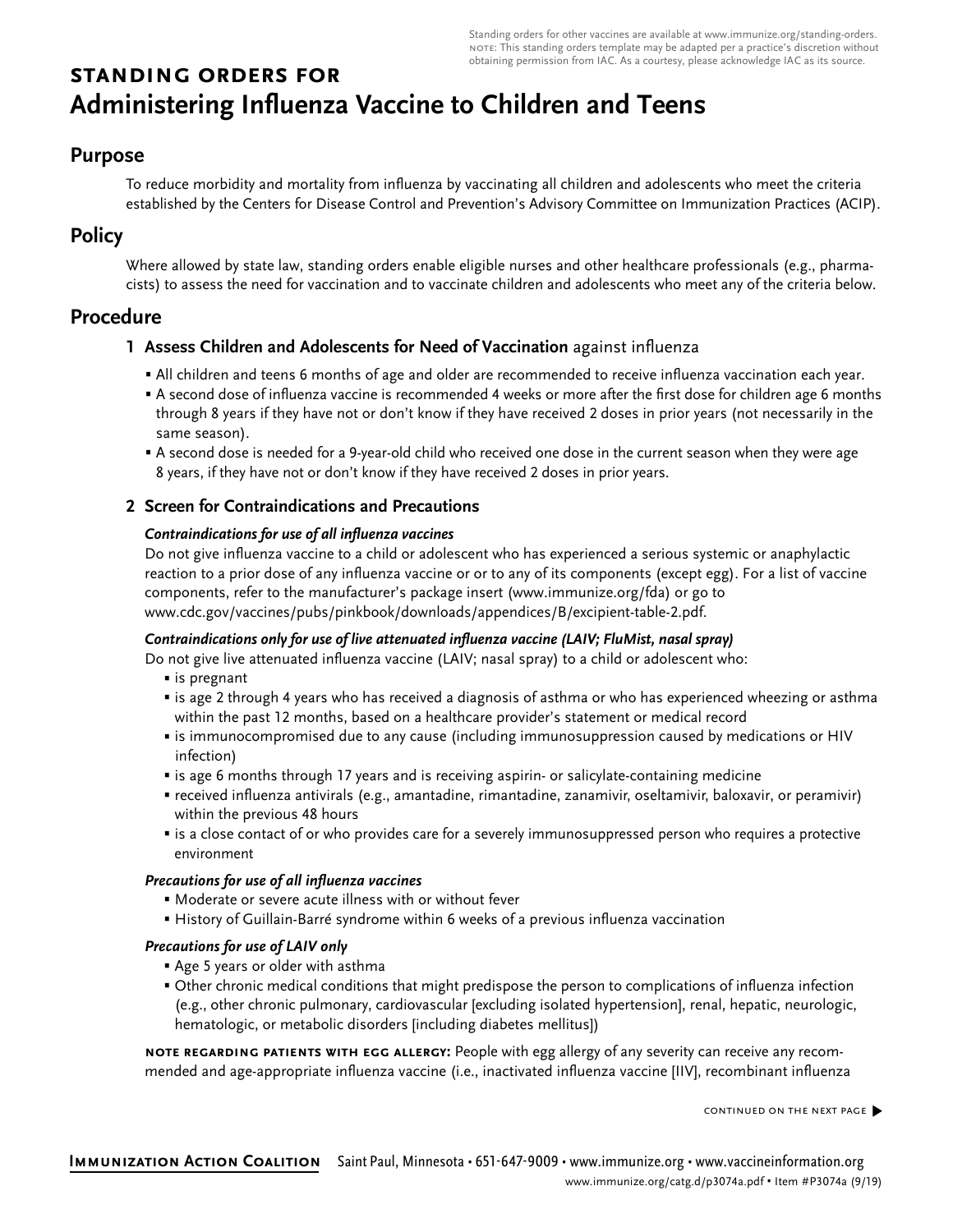Standing orders for other vaccines are available at www.immunize.org/standing-orders. NOTE: This standing orders template may be adapted per a practice's discretion without obtaining permission from IAC. As a courtesy, please acknowledge IAC as its source.

# STANDING ORDERS FOR Administering Influenza Vaccine to Children and Teens

## Purpose

To reduce morbidity and mortality from influenza by vaccinating all children and adolescents who meet the criteria established by the Centers for Disease Control and Prevention's Advisory Committee on Immunization Practices (ACIP).

## Policy

Where allowed by state law, standing orders enable eligible nurses and other healthcare professionals (e.g., pharmacists) to assess the need for vaccination and to vaccinate children and adolescents who meet any of the criteria below.

## Procedure

### 1 Assess Children and Adolescents for Need of Vaccination against influenza

- All children and teens 6 months of age and older are recommended to receive influenza vaccination each year.
- A second dose of influenza vaccine is recommended 4 weeks or more after the first dose for children age 6 months through 8 years if they have not or don't know if they have received 2 doses in prior years (not necessarily in the same season).
- A second dose is needed for a 9-year-old child who received one dose in the current season when they were age 8 years, if they have not or don't know if they have received 2 doses in prior years.

### 2 Screen for Contraindications and Precautions

***Contraindications for use of all influenza vaccines***

Do not give influenza vaccine to a child or adolescent who has experienced a serious systemic or anaphylactic reaction to a prior dose of any influenza vaccine or or to any of its components (except egg). For a list of vaccine components, refer to the manufacturer's package insert (www.immunize.org/fda) or go to www.cdc.gov/vaccines/pubs/pinkbook/downloads/appendices/B/excipient-table-2.pdf.

***Contraindications only for use of live attenuated influenza vaccine (LAIV; FluMist, nasal spray)***

Do not give live attenuated influenza vaccine (LAIV; nasal spray) to a child or adolescent who:

- is pregnant
- is age 2 through 4 years who has received a diagnosis of asthma or who has experienced wheezing or asthma within the past 12 months, based on a healthcare provider's statement or medical record
- is immunocompromised due to any cause (including immunosuppression caused by medications or HIV infection)
- is age 6 months through 17 years and is receiving aspirin- or salicylate-containing medicine
- received influenza antivirals (e.g., amantadine, rimantadine, zanamivir, oseltamivir, baloxavir, or peramivir) within the previous 48 hours
- is a close contact of or who provides care for a severely immunosuppressed person who requires a protective environment

***Precautions for use of all influenza vaccines***

- Moderate or severe acute illness with or without fever
- History of Guillain-Barré syndrome within 6 weeks of a previous influenza vaccination

***Precautions for use of LAIV only***

- Age 5 years or older with asthma
- Other chronic medical conditions that might predispose the person to complications of influenza infection (e.g., other chronic pulmonary, cardiovascular [excluding isolated hypertension], renal, hepatic, neurologic, hematologic, or metabolic disorders [including diabetes mellitus])

**NOTE REGARDING PATIENTS WITH EGG ALLERGY:** People with egg allergy of any severity can receive any recommended and age-appropriate influenza vaccine (i.e., inactivated influenza vaccine [IIV], recombinant influenza

CONTINUED ON THE NEXT PAGE ▶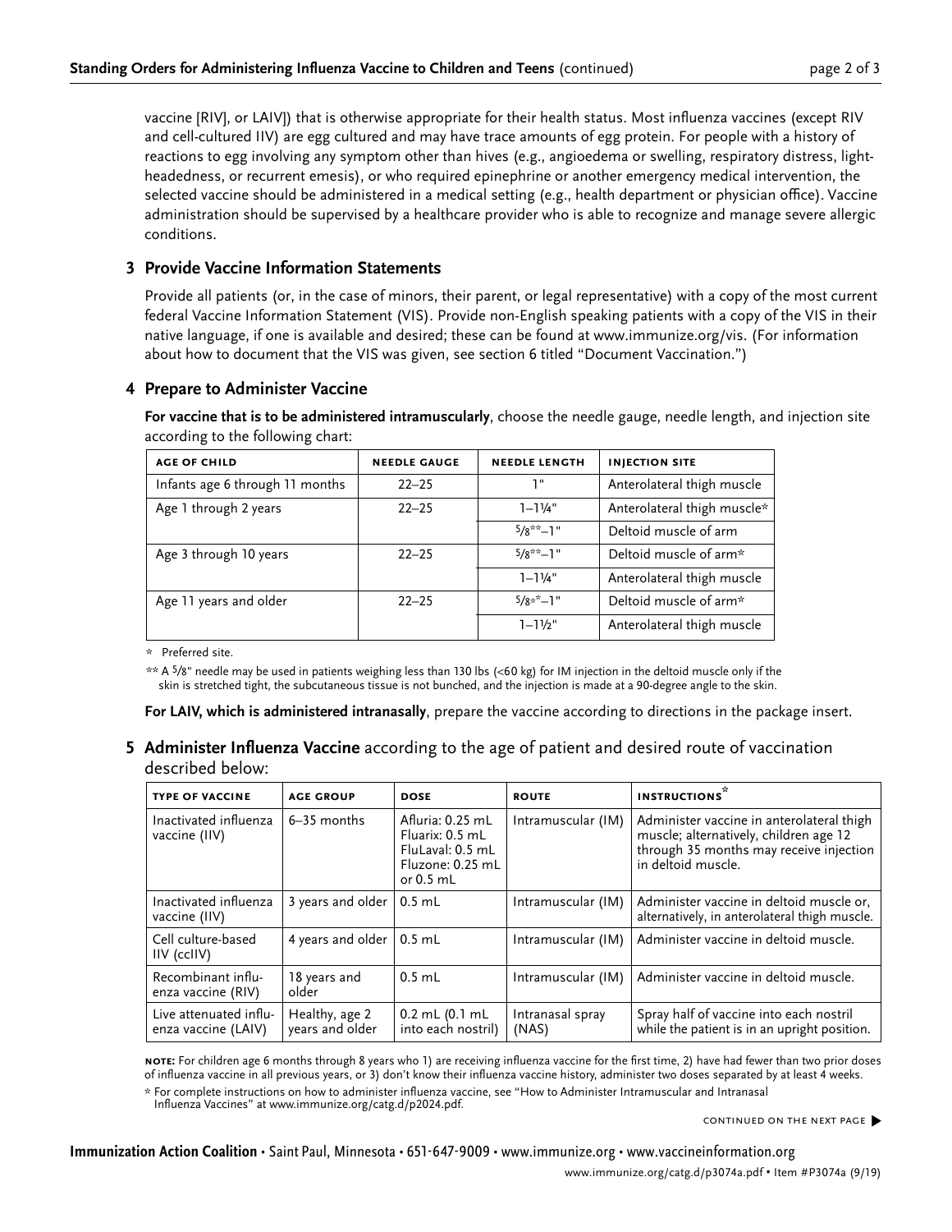vaccine [RIV], or LAIV]) that is otherwise appropriate for their health status. Most influenza vaccines (except RIV and cell-cultured IIV) are egg cultured and may have trace amounts of egg protein. For people with a history of reactions to egg involving any symptom other than hives (e.g., angioedema or swelling, respiratory distress, light-headedness, or recurrent emesis), or who required epinephrine or another emergency medical intervention, the selected vaccine should be administered in a medical setting (e.g., health department or physician office). Vaccine administration should be supervised by a healthcare provider who is able to recognize and manage severe allergic conditions.

## 3 Provide Vaccine Information Statements

Provide all patients (or, in the case of minors, their parent, or legal representative) with a copy of the most current federal Vaccine Information Statement (VIS). Provide non-English speaking patients with a copy of the VIS in their native language, if one is available and desired; these can be found at www.immunize.org/vis. (For information about how to document that the VIS was given, see section 6 titled "Document Vaccination.")

## 4 Prepare to Administer Vaccine

**For vaccine that is to be administered intramuscularly**, choose the needle gauge, needle length, and injection site according to the following chart:

| AGE OF CHILD | NEEDLE GAUGE | NEEDLE LENGTH | INJECTION SITE |
|---|---|---|---|
| Infants age 6 through 11 months | 22–25 | 1" | Anterolateral thigh muscle |
| Age 1 through 2 years | 22–25 | 1–1¼" | Anterolateral thigh muscle* |
| | | 5/8**–1" | Deltoid muscle of arm |
| Age 3 through 10 years | 22–25 | 5/8**–1" | Deltoid muscle of arm* |
| | | 1–1¼" | Anterolateral thigh muscle |
| Age 11 years and older | 22–25 | 5/8**–1" | Deltoid muscle of arm* |
| | | 1–1½" | Anterolateral thigh muscle |

\* Preferred site.

** A 5/8" needle may be used in patients weighing less than 130 lbs (<60 kg) for IM injection in the deltoid muscle only if the skin is stretched tight, the subcutaneous tissue is not bunched, and the injection is made at a 90-degree angle to the skin.

**For LAIV, which is administered intranasally**, prepare the vaccine according to directions in the package insert.

## 5 Administer Influenza Vaccine according to the age of patient and desired route of vaccination described below:

| TYPE OF VACCINE | AGE GROUP | DOSE | ROUTE | INSTRUCTIONS* |
|---|---|---|---|---|
| Inactivated influenza vaccine (IIV) | 6–35 months | Afluria: 0.25 mL<br>Fluarix: 0.5 mL<br>FluLaval: 0.5 mL<br>Fluzone: 0.25 mL or 0.5 mL | Intramuscular (IM) | Administer vaccine in anterolateral thigh muscle; alternatively, children age 12 through 35 months may receive injection in deltoid muscle. |
| Inactivated influenza vaccine (IIV) | 3 years and older | 0.5 mL | Intramuscular (IM) | Administer vaccine in deltoid muscle or, alternatively, in anterolateral thigh muscle. |
| Cell culture-based IIV (ccIIV) | 4 years and older | 0.5 mL | Intramuscular (IM) | Administer vaccine in deltoid muscle. |
| Recombinant influenza vaccine (RIV) | 18 years and older | 0.5 mL | Intramuscular (IM) | Administer vaccine in deltoid muscle. |
| Live attenuated influenza vaccine (LAIV) | Healthy, age 2 years and older | 0.2 mL (0.1 mL into each nostril) | Intranasal spray (NAS) | Spray half of vaccine into each nostril while the patient is in an upright position. |

**NOTE:** For children age 6 months through 8 years who 1) are receiving influenza vaccine for the first time, 2) have had fewer than two prior doses of influenza vaccine in all previous years, or 3) don't know their influenza vaccine history, administer two doses separated by at least 4 weeks.

\* For complete instructions on how to administer influenza vaccine, see "How to Administer Intramuscular and Intranasal Influenza Vaccines" at www.immunize.org/catg.d/p2024.pdf.

CONTINUED ON THE NEXT PAGE ▶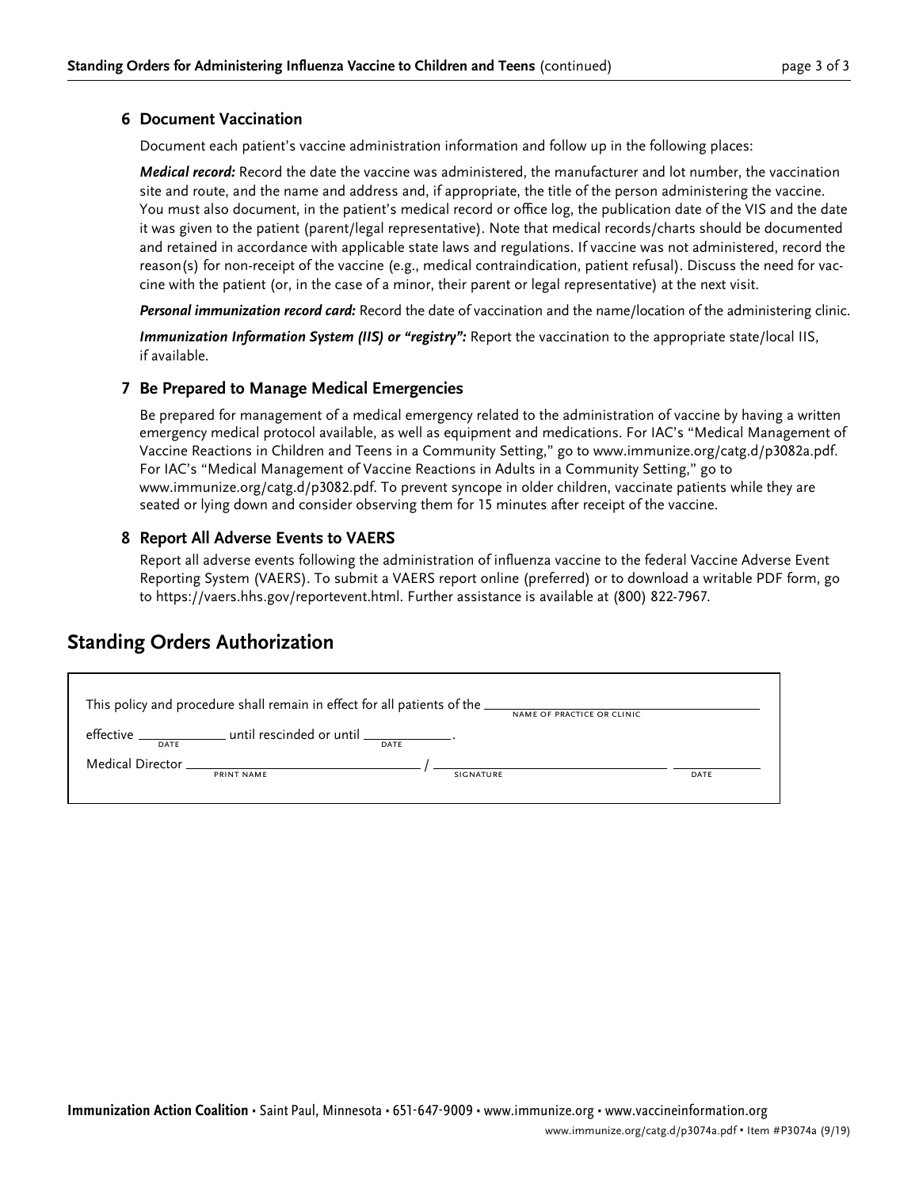### 6 Document Vaccination

Document each patient's vaccine administration information and follow up in the following places:

***Medical record:*** Record the date the vaccine was administered, the manufacturer and lot number, the vaccination site and route, and the name and address and, if appropriate, the title of the person administering the vaccine. You must also document, in the patient's medical record or office log, the publication date of the VIS and the date it was given to the patient (parent/legal representative). Note that medical records/charts should be documented and retained in accordance with applicable state laws and regulations. If vaccine was not administered, record the reason(s) for non-receipt of the vaccine (e.g., medical contraindication, patient refusal). Discuss the need for vaccine with the patient (or, in the case of a minor, their parent or legal representative) at the next visit.

***Personal immunization record card:*** Record the date of vaccination and the name/location of the administering clinic.

***Immunization Information System (IIS) or "registry":*** Report the vaccination to the appropriate state/local IIS, if available.

### 7 Be Prepared to Manage Medical Emergencies

Be prepared for management of a medical emergency related to the administration of vaccine by having a written emergency medical protocol available, as well as equipment and medications. For IAC's "Medical Management of Vaccine Reactions in Children and Teens in a Community Setting," go to www.immunize.org/catg.d/p3082a.pdf. For IAC's "Medical Management of Vaccine Reactions in Adults in a Community Setting," go to www.immunize.org/catg.d/p3082.pdf. To prevent syncope in older children, vaccinate patients while they are seated or lying down and consider observing them for 15 minutes after receipt of the vaccine.

### 8 Report All Adverse Events to VAERS

Report all adverse events following the administration of influenza vaccine to the federal Vaccine Adverse Event Reporting System (VAERS). To submit a VAERS report online (preferred) or to download a writable PDF form, go to https://vaers.hhs.gov/reportevent.html. Further assistance is available at (800) 822-7967.

## Standing Orders Authorization

This policy and procedure shall remain in effect for all patients of the ______________________ (NAME OF PRACTICE OR CLINIC)

effective __________ (DATE) until rescinded or until __________ (DATE).

Medical Director ______________________ (PRINT NAME) / ______________________ (SIGNATURE) __________ (DATE)

**Immunization Action Coalition** • Saint Paul, Minnesota • 651-647-9009 • www.immunize.org • www.vaccineinformation.org

www.immunize.org/catg.d/p3074a.pdf • Item #P3074a (9/19)